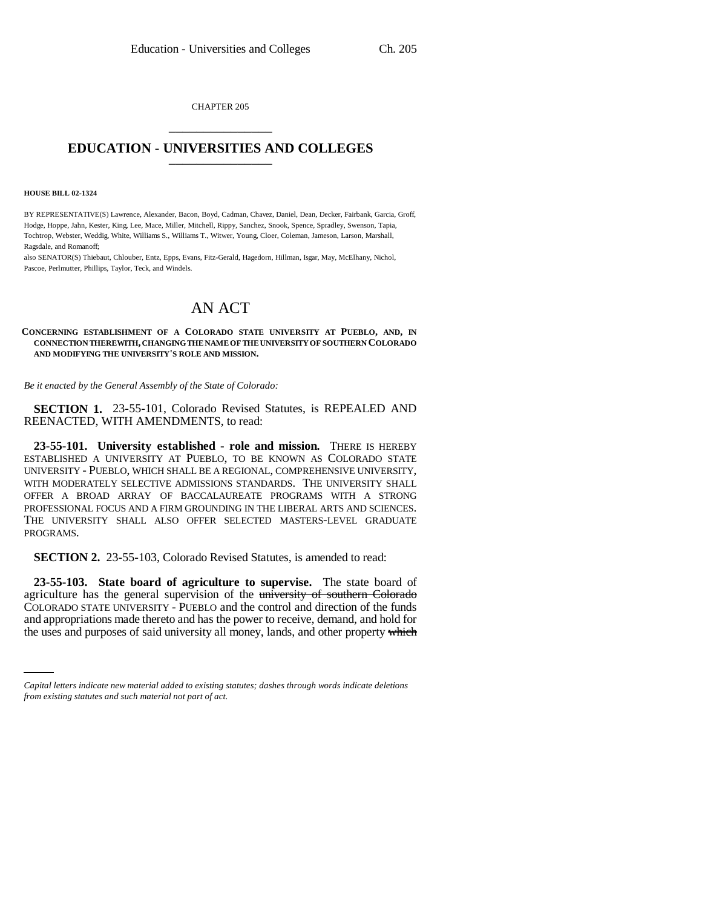CHAPTER 205

# EDUCATION - UNIVERSITIES AND COLLEGES

**HOUSE BILL 02-1324**

BY REPRESENTATIVE(S) Lawrence, Alexander, Bacon, Boyd, Cadman, Chavez, Daniel, Dean, Decker, Fairbank, Garcia, Groff, Hodge, Hoppe, Jahn, Kester, King, Lee, Mace, Miller, Mitchell, Rippy, Sanchez, Snook, Spence, Spradley, Swenson, Tapia, Tochtrop, Webster, Weddig, White, Williams S., Williams T., Witwer, Young, Cloer, Coleman, Jameson, Larson, Marshall, Ragsdale, and Romanoff;

also SENATOR(S) Thiebaut, Chlouber, Entz, Epps, Evans, Fitz-Gerald, Hagedorn, Hillman, Isgar, May, McElhany, Nichol, Pascoe, Perlmutter, Phillips, Taylor, Teck, and Windels.

# AN ACT

**CONCERNING ESTABLISHMENT OF A COLORADO STATE UNIVERSITY AT PUEBLO, AND, IN CONNECTION THEREWITH, CHANGING THE NAME OF THE UNIVERSITY OF SOUTHERN COLORADO AND MODIFYING THE UNIVERSITY'S ROLE AND MISSION.**

*Be it enacted by the General Assembly of the State of Colorado:*

**SECTION 1.** 23-55-101, Colorado Revised Statutes, is REPEALED AND REENACTED, WITH AMENDMENTS, to read:

**23-55-101. University established - role and mission.** THERE IS HEREBY ESTABLISHED A UNIVERSITY AT PUEBLO, TO BE KNOWN AS COLORADO STATE UNIVERSITY - PUEBLO, WHICH SHALL BE A REGIONAL, COMPREHENSIVE UNIVERSITY, WITH MODERATELY SELECTIVE ADMISSIONS STANDARDS. THE UNIVERSITY SHALL OFFER A BROAD ARRAY OF BACCALAUREATE PROGRAMS WITH A STRONG PROFESSIONAL FOCUS AND A FIRM GROUNDING IN THE LIBERAL ARTS AND SCIENCES. THE UNIVERSITY SHALL ALSO OFFER SELECTED MASTERS-LEVEL GRADUATE PROGRAMS.

**SECTION 2.** 23-55-103, Colorado Revised Statutes, is amended to read:

**23-55-103. State board of agriculture to supervise.** The state board of agriculture has the general supervision of the ~~university of southern Colorado~~ COLORADO STATE UNIVERSITY - PUEBLO and the control and direction of the funds and appropriations made thereto and has the power to receive, demand, and hold for the uses and purposes of said university all money, lands, and other property ~~which~~

*Capital letters indicate new material added to existing statutes; dashes through words indicate deletions from existing statutes and such material not part of act.*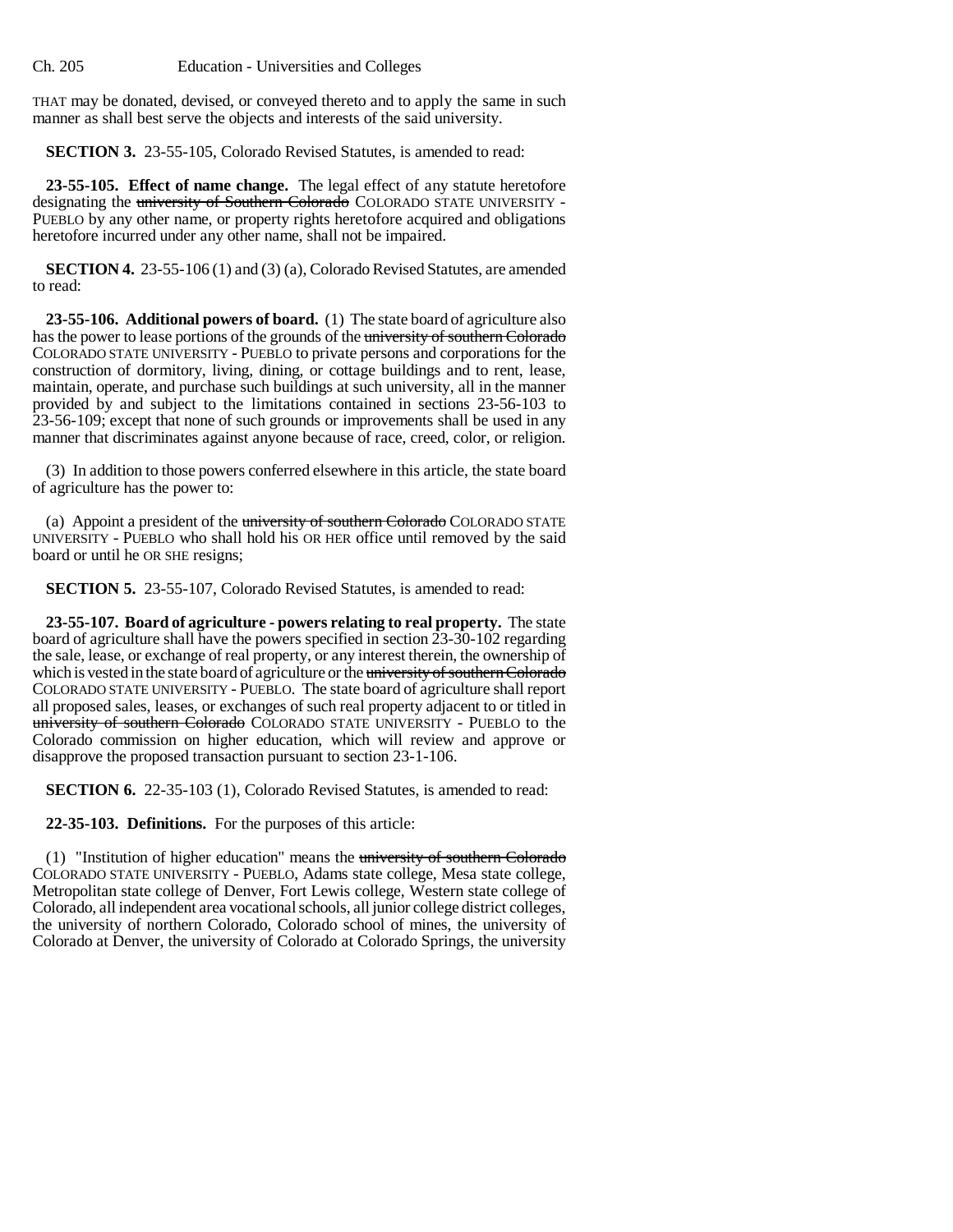THAT may be donated, devised, or conveyed thereto and to apply the same in such manner as shall best serve the objects and interests of the said university.

**SECTION 3.** 23-55-105, Colorado Revised Statutes, is amended to read:

**23-55-105. Effect of name change.** The legal effect of any statute heretofore designating the ~~university of Southern Colorado~~ COLORADO STATE UNIVERSITY - PUEBLO by any other name, or property rights heretofore acquired and obligations heretofore incurred under any other name, shall not be impaired.

**SECTION 4.** 23-55-106 (1) and (3) (a), Colorado Revised Statutes, are amended to read:

**23-55-106. Additional powers of board.** (1) The state board of agriculture also has the power to lease portions of the grounds of the ~~university of southern Colorado~~ COLORADO STATE UNIVERSITY - PUEBLO to private persons and corporations for the construction of dormitory, living, dining, or cottage buildings and to rent, lease, maintain, operate, and purchase such buildings at such university, all in the manner provided by and subject to the limitations contained in sections 23-56-103 to 23-56-109; except that none of such grounds or improvements shall be used in any manner that discriminates against anyone because of race, creed, color, or religion.

(3) In addition to those powers conferred elsewhere in this article, the state board of agriculture has the power to:

(a) Appoint a president of the ~~university of southern Colorado~~ COLORADO STATE UNIVERSITY - PUEBLO who shall hold his OR HER office until removed by the said board or until he OR SHE resigns;

**SECTION 5.** 23-55-107, Colorado Revised Statutes, is amended to read:

**23-55-107. Board of agriculture - powers relating to real property.** The state board of agriculture shall have the powers specified in section 23-30-102 regarding the sale, lease, or exchange of real property, or any interest therein, the ownership of which is vested in the state board of agriculture or the ~~university of southern Colorado~~ COLORADO STATE UNIVERSITY - PUEBLO. The state board of agriculture shall report all proposed sales, leases, or exchanges of such real property adjacent to or titled in ~~university of southern Colorado~~ COLORADO STATE UNIVERSITY - PUEBLO to the Colorado commission on higher education, which will review and approve or disapprove the proposed transaction pursuant to section 23-1-106.

**SECTION 6.** 22-35-103 (1), Colorado Revised Statutes, is amended to read:

**22-35-103. Definitions.** For the purposes of this article:

(1) "Institution of higher education" means the ~~university of southern Colorado~~ COLORADO STATE UNIVERSITY - PUEBLO, Adams state college, Mesa state college, Metropolitan state college of Denver, Fort Lewis college, Western state college of Colorado, all independent area vocational schools, all junior college district colleges, the university of northern Colorado, Colorado school of mines, the university of Colorado at Denver, the university of Colorado at Colorado Springs, the university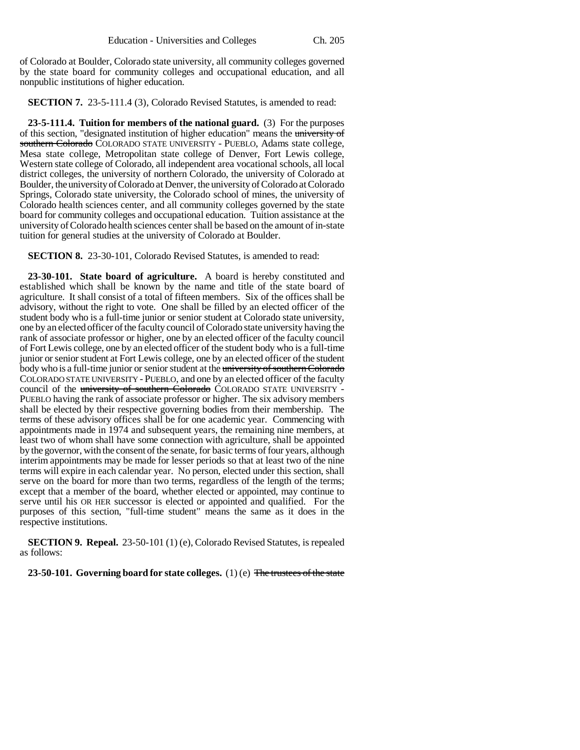of Colorado at Boulder, Colorado state university, all community colleges governed by the state board for community colleges and occupational education, and all nonpublic institutions of higher education.

**SECTION 7.** 23-5-111.4 (3), Colorado Revised Statutes, is amended to read:

**23-5-111.4. Tuition for members of the national guard.** (3) For the purposes of this section, "designated institution of higher education" means the ~~university of southern Colorado~~ COLORADO STATE UNIVERSITY - PUEBLO, Adams state college, Mesa state college, Metropolitan state college of Denver, Fort Lewis college, Western state college of Colorado, all independent area vocational schools, all local district colleges, the university of northern Colorado, the university of Colorado at Boulder, the university of Colorado at Denver, the university of Colorado at Colorado Springs, Colorado state university, the Colorado school of mines, the university of Colorado health sciences center, and all community colleges governed by the state board for community colleges and occupational education. Tuition assistance at the university of Colorado health sciences center shall be based on the amount of in-state tuition for general studies at the university of Colorado at Boulder.

**SECTION 8.** 23-30-101, Colorado Revised Statutes, is amended to read:

**23-30-101. State board of agriculture.** A board is hereby constituted and established which shall be known by the name and title of the state board of agriculture. It shall consist of a total of fifteen members. Six of the offices shall be advisory, without the right to vote. One shall be filled by an elected officer of the student body who is a full-time junior or senior student at Colorado state university, one by an elected officer of the faculty council of Colorado state university having the rank of associate professor or higher, one by an elected officer of the faculty council of Fort Lewis college, one by an elected officer of the student body who is a full-time junior or senior student at Fort Lewis college, one by an elected officer of the student body who is a full-time junior or senior student at the ~~university of southern Colorado~~ COLORADO STATE UNIVERSITY - PUEBLO, and one by an elected officer of the faculty council of the ~~university of southern Colorado~~ COLORADO STATE UNIVERSITY - PUEBLO having the rank of associate professor or higher. The six advisory members shall be elected by their respective governing bodies from their membership. The terms of these advisory offices shall be for one academic year. Commencing with appointments made in 1974 and subsequent years, the remaining nine members, at least two of whom shall have some connection with agriculture, shall be appointed by the governor, with the consent of the senate, for basic terms of four years, although interim appointments may be made for lesser periods so that at least two of the nine terms will expire in each calendar year. No person, elected under this section, shall serve on the board for more than two terms, regardless of the length of the terms; except that a member of the board, whether elected or appointed, may continue to serve until his OR HER successor is elected or appointed and qualified. For the purposes of this section, "full-time student" means the same as it does in the respective institutions.

**SECTION 9. Repeal.** 23-50-101 (1) (e), Colorado Revised Statutes, is repealed as follows:

**23-50-101. Governing board for state colleges.** (1) (e) ~~The trustees of the state~~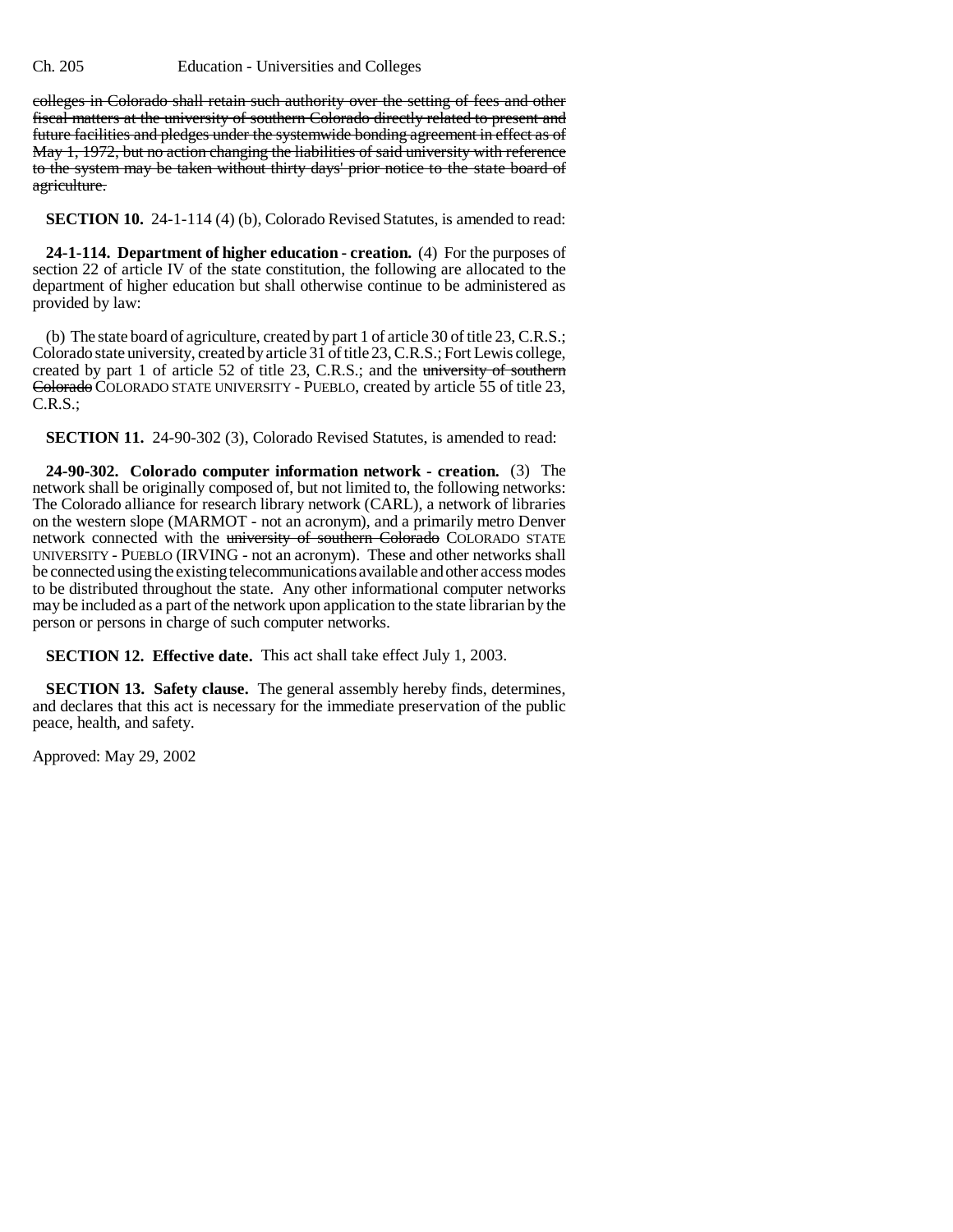~~colleges in Colorado shall retain such authority over the setting of fees and other fiscal matters at the university of southern Colorado directly related to present and future facilities and pledges under the systemwide bonding agreement in effect as of May 1, 1972, but no action changing the liabilities of said university with reference to the system may be taken without thirty days' prior notice to the state board of agriculture.~~

**SECTION 10.** 24-1-114 (4) (b), Colorado Revised Statutes, is amended to read:

**24-1-114. Department of higher education - creation.** (4) For the purposes of section 22 of article IV of the state constitution, the following are allocated to the department of higher education but shall otherwise continue to be administered as provided by law:

(b) The state board of agriculture, created by part 1 of article 30 of title 23, C.R.S.; Colorado state university, created by article 31 of title 23, C.R.S.; Fort Lewis college, created by part 1 of article 52 of title 23, C.R.S.; and the ~~university of southern Colorado~~ COLORADO STATE UNIVERSITY - PUEBLO, created by article 55 of title 23, C.R.S.;

**SECTION 11.** 24-90-302 (3), Colorado Revised Statutes, is amended to read:

**24-90-302. Colorado computer information network - creation.** (3) The network shall be originally composed of, but not limited to, the following networks: The Colorado alliance for research library network (CARL), a network of libraries on the western slope (MARMOT - not an acronym), and a primarily metro Denver network connected with the ~~university of southern Colorado~~ COLORADO STATE UNIVERSITY - PUEBLO (IRVING - not an acronym). These and other networks shall be connected using the existing telecommunications available and other access modes to be distributed throughout the state. Any other informational computer networks may be included as a part of the network upon application to the state librarian by the person or persons in charge of such computer networks.

**SECTION 12. Effective date.** This act shall take effect July 1, 2003.

**SECTION 13. Safety clause.** The general assembly hereby finds, determines, and declares that this act is necessary for the immediate preservation of the public peace, health, and safety.

Approved: May 29, 2002